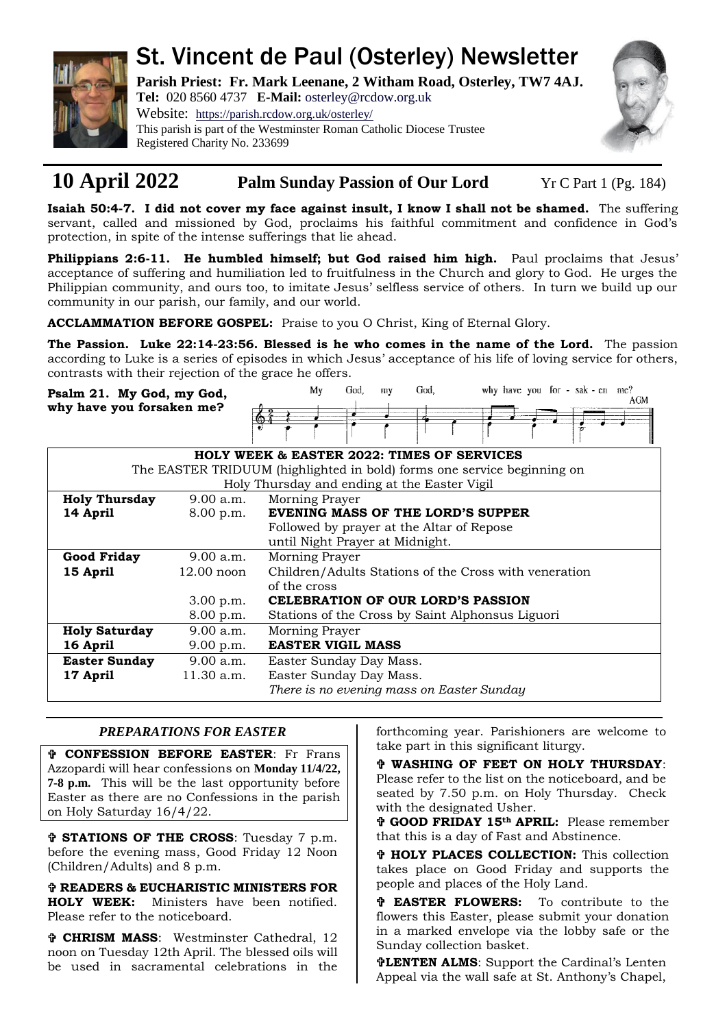# St. Vincent de Paul (Osterley) Newsletter

**Parish Priest: Fr. Mark Leenane, 2 Witham Road, Osterley, TW7 4AJ.**
**Tel:** 020 8560 4737 **E-Mail:** osterley@rcdow.org.uk
Website: https://parish.rcdow.org.uk/osterley/
This parish is part of the Westminster Roman Catholic Diocese Trustee
Registered Charity No. 233699

## 10 April 2022 — Palm Sunday Passion of Our Lord — Yr C Part 1 (Pg. 184)

**Isaiah 50:4-7. I did not cover my face against insult, I know I shall not be shamed.** The suffering servant, called and missioned by God, proclaims his faithful commitment and confidence in God's protection, in spite of the intense sufferings that lie ahead.

**Philippians 2:6-11. He humbled himself; but God raised him high.** Paul proclaims that Jesus' acceptance of suffering and humiliation led to fruitfulness in the Church and glory to God. He urges the Philippian community, and ours too, to imitate Jesus' selfless service of others. In turn we build up our community in our parish, our family, and our world.

**ACCLAMMATION BEFORE GOSPEL:** Praise to you O Christ, King of Eternal Glory.

**The Passion. Luke 22:14-23:56. Blessed is he who comes in the name of the Lord.** The passion according to Luke is a series of episodes in which Jesus' acceptance of his life of loving service for others, contrasts with their rejection of the grace he offers.

**Psalm 21. My God, my God, why have you forsaken me?**

My God, my God, why have you for-sak-en me? AGM

| HOLY WEEK & EASTER 2022: TIMES OF SERVICES | | |
|---|---|---|
| The EASTER TRIDUUM (highlighted in bold) forms one service beginning on Holy Thursday and ending at the Easter Vigil | | |
| **Holy Thursday 14 April** | 9.00 a.m. | Morning Prayer |
| | 8.00 p.m. | **EVENING MASS OF THE LORD'S SUPPER** Followed by prayer at the Altar of Repose until Night Prayer at Midnight. |
| **Good Friday 15 April** | 9.00 a.m. | Morning Prayer |
| | 12.00 noon | Children/Adults Stations of the Cross with veneration of the cross |
| | 3.00 p.m. | **CELEBRATION OF OUR LORD'S PASSION** |
| | 8.00 p.m. | Stations of the Cross by Saint Alphonsus Liguori |
| **Holy Saturday 16 April** | 9.00 a.m. | Morning Prayer |
| | 9.00 p.m. | **EASTER VIGIL MASS** |
| **Easter Sunday 17 April** | 9.00 a.m. | Easter Sunday Day Mass. |
| | 11.30 a.m. | Easter Sunday Day Mass. *There is no evening mass on Easter Sunday* |

### *PREPARATIONS FOR EASTER*

✞ **CONFESSION BEFORE EASTER**: Fr Frans Azzopardi will hear confessions on **Monday 11/4/22, 7-8 p.m.** This will be the last opportunity before Easter as there are no Confessions in the parish on Holy Saturday 16/4/22.

✞ **STATIONS OF THE CROSS**: Tuesday 7 p.m. before the evening mass, Good Friday 12 Noon (Children/Adults) and 8 p.m.

✞ **READERS & EUCHARISTIC MINISTERS FOR HOLY WEEK:** Ministers have been notified. Please refer to the noticeboard.

✞ **CHRISM MASS**: Westminster Cathedral, 12 noon on Tuesday 12th April. The blessed oils will be used in sacramental celebrations in the forthcoming year. Parishioners are welcome to take part in this significant liturgy.

✞ **WASHING OF FEET ON HOLY THURSDAY**: Please refer to the list on the noticeboard, and be seated by 7.50 p.m. on Holy Thursday. Check with the designated Usher.

✞ **GOOD FRIDAY 15th APRIL:** Please remember that this is a day of Fast and Abstinence.

✞ **HOLY PLACES COLLECTION:** This collection takes place on Good Friday and supports the people and places of the Holy Land.

✞ **EASTER FLOWERS:** To contribute to the flowers this Easter, please submit your donation in a marked envelope via the lobby safe or the Sunday collection basket.

✞**LENTEN ALMS**: Support the Cardinal's Lenten Appeal via the wall safe at St. Anthony's Chapel,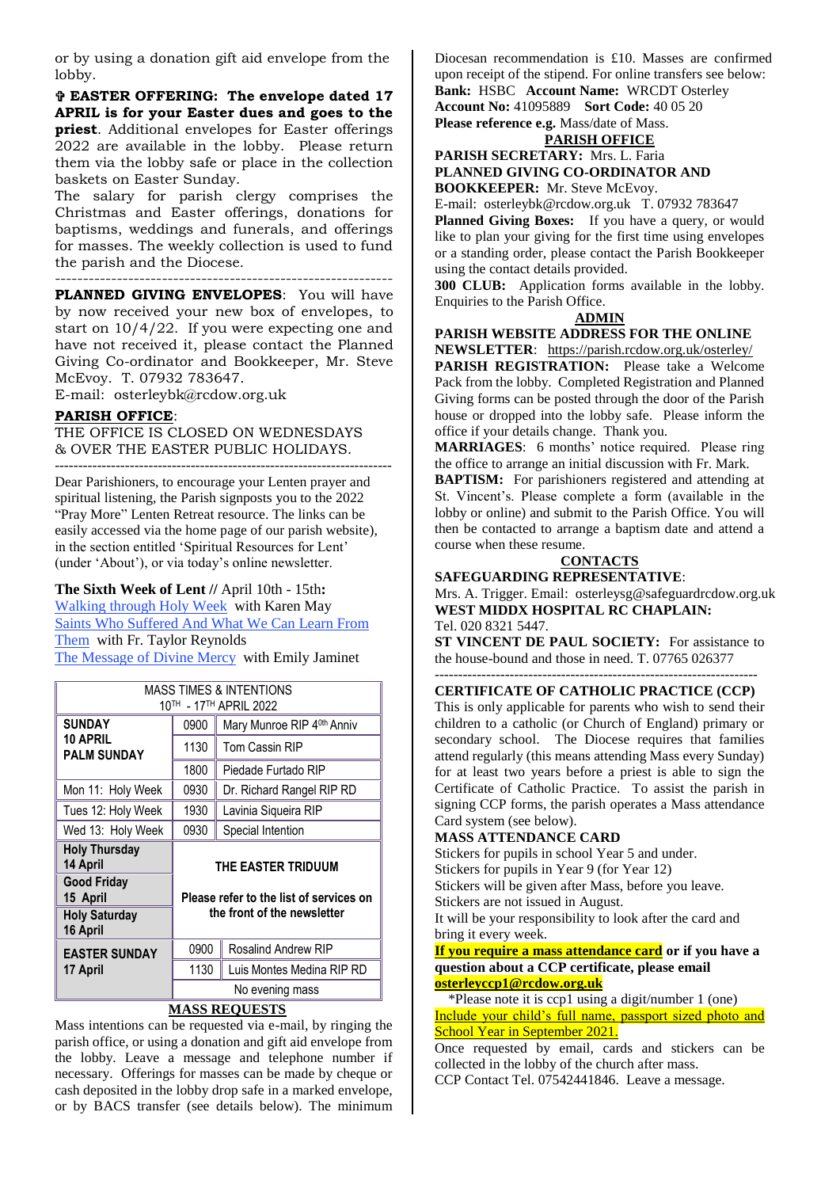or by using a donation gift aid envelope from the lobby.

✟ **EASTER OFFERING: The envelope dated 17 APRIL is for your Easter dues and goes to the priest**. Additional envelopes for Easter offerings 2022 are available in the lobby. Please return them via the lobby safe or place in the collection baskets on Easter Sunday.

The salary for parish clergy comprises the Christmas and Easter offerings, donations for baptisms, weddings and funerals, and offerings for masses. The weekly collection is used to fund the parish and the Diocese.

---

**PLANNED GIVING ENVELOPES**: You will have by now received your new box of envelopes, to start on 10/4/22. If you were expecting one and have not received it, please contact the Planned Giving Co-ordinator and Bookkeeper, Mr. Steve McEvoy. T. 07932 783647.
E-mail: osterleybk@rcdow.org.uk

**PARISH OFFICE**:
THE OFFICE IS CLOSED ON WEDNESDAYS & OVER THE EASTER PUBLIC HOLIDAYS.

---

Dear Parishioners, to encourage your Lenten prayer and spiritual listening, the Parish signposts you to the 2022 "Pray More" Lenten Retreat resource. The links can be easily accessed via the home page of our parish website), in the section entitled 'Spiritual Resources for Lent' (under 'About'), or via today's online newsletter.

**The Sixth Week of Lent //** April 10th - 15th**:**
Walking through Holy Week with Karen May
Saints Who Suffered And What We Can Learn From Them with Fr. Taylor Reynolds
The Message of Divine Mercy with Emily Jaminet

| MASS TIMES & INTENTIONS 10TH - 17TH APRIL 2022 | | |
|---|---|---|
| **SUNDAY 10 APRIL PALM SUNDAY** | 0900 | Mary Munroe RIP 4th Anniv |
| | 1130 | Tom Cassin RIP |
| | 1800 | Piedade Furtado RIP |
| Mon 11: Holy Week | 0930 | Dr. Richard Rangel RIP RD |
| Tues 12: Holy Week | 1930 | Lavinia Siqueira RIP |
| Wed 13: Holy Week | 0930 | Special Intention |
| **Holy Thursday 14 April** | **THE EASTER TRIDUUM** | |
| **Good Friday 15 April** | **Please refer to the list of services on the front of the newsletter** | |
| **Holy Saturday 16 April** | | |
| **EASTER SUNDAY 17 April** | 0900 | Rosalind Andrew RIP |
| | 1130 | Luis Montes Medina RIP RD |
| | No evening mass | |

**MASS REQUESTS**

Mass intentions can be requested via e-mail, by ringing the parish office, or using a donation and gift aid envelope from the lobby. Leave a message and telephone number if necessary. Offerings for masses can be made by cheque or cash deposited in the lobby drop safe in a marked envelope, or by BACS transfer (see details below). The minimum Diocesan recommendation is £10. Masses are confirmed upon receipt of the stipend. For online transfers see below:
**Bank:** HSBC **Account Name:** WRCDT Osterley
**Account No:** 41095889 **Sort Code:** 40 05 20
**Please reference e.g.** Mass/date of Mass.

**PARISH OFFICE**

**PARISH SECRETARY:** Mrs. L. Faria
**PLANNED GIVING CO-ORDINATOR AND BOOKKEEPER:** Mr. Steve McEvoy.
E-mail: osterleybk@rcdow.org.uk T. 07932 783647
**Planned Giving Boxes:** If you have a query, or would like to plan your giving for the first time using envelopes or a standing order, please contact the Parish Bookkeeper using the contact details provided.
**300 CLUB:** Application forms available in the lobby. Enquiries to the Parish Office.

**ADMIN**

**PARISH WEBSITE ADDRESS FOR THE ONLINE NEWSLETTER**: https://parish.rcdow.org.uk/osterley/
**PARISH REGISTRATION:** Please take a Welcome Pack from the lobby. Completed Registration and Planned Giving forms can be posted through the door of the Parish house or dropped into the lobby safe. Please inform the office if your details change. Thank you.
**MARRIAGES**: 6 months' notice required. Please ring the office to arrange an initial discussion with Fr. Mark.
**BAPTISM:** For parishioners registered and attending at St. Vincent's. Please complete a form (available in the lobby or online) and submit to the Parish Office. You will then be contacted to arrange a baptism date and attend a course when these resume.

**CONTACTS**

**SAFEGUARDING REPRESENTATIVE**:
Mrs. A. Trigger. Email: osterleysg@safeguardrcdow.org.uk
**WEST MIDDX HOSPITAL RC CHAPLAIN:**
Tel. 020 8321 5447.
**ST VINCENT DE PAUL SOCIETY:** For assistance to the house-bound and those in need. T. 07765 026377

---

**CERTIFICATE OF CATHOLIC PRACTICE (CCP)**
This is only applicable for parents who wish to send their children to a catholic (or Church of England) primary or secondary school. The Diocese requires that families attend regularly (this means attending Mass every Sunday) for at least two years before a priest is able to sign the Certificate of Catholic Practice. To assist the parish in signing CCP forms, the parish operates a Mass attendance Card system (see below).

**MASS ATTENDANCE CARD**
Stickers for pupils in school Year 5 and under.
Stickers for pupils in Year 9 (for Year 12)
Stickers will be given after Mass, before you leave.
Stickers are not issued in August.
It will be your responsibility to look after the card and bring it every week.

**If you require a mass attendance card or if you have a question about a CCP certificate, please email osterleyccp1@rcdow.org.uk**
*Please note it is ccp1 using a digit/number 1 (one)
Include your child's full name, passport sized photo and School Year in September 2021.
Once requested by email, cards and stickers can be collected in the lobby of the church after mass.
CCP Contact Tel. 07542441846. Leave a message.